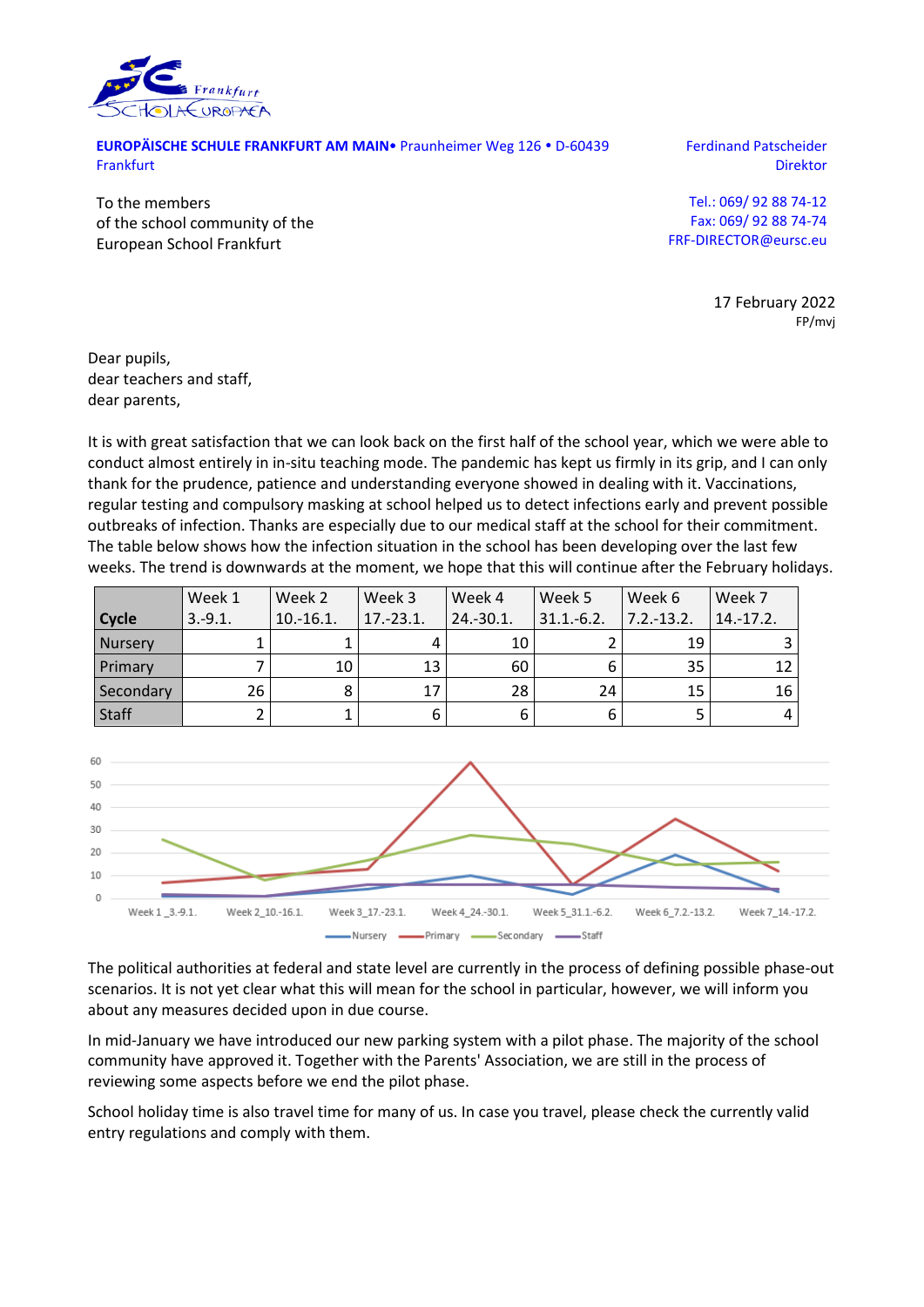**EUROPÄISCHE SCHULE FRANKFURT AM MAIN•** Praunheimer Weg 126 • D-60439 Frankfurt

Ferdinand Patscheider
Direktor

To the members
of the school community of the
European School Frankfurt

Tel.: 069/ 92 88 74-12
Fax: 069/ 92 88 74-74
FRF-DIRECTOR@eursc.eu

17 February 2022
FP/mvj

Dear pupils,
dear teachers and staff,
dear parents,

It is with great satisfaction that we can look back on the first half of the school year, which we were able to conduct almost entirely in in-situ teaching mode. The pandemic has kept us firmly in its grip, and I can only thank for the prudence, patience and understanding everyone showed in dealing with it. Vaccinations, regular testing and compulsory masking at school helped us to detect infections early and prevent possible outbreaks of infection. Thanks are especially due to our medical staff at the school for their commitment. The table below shows how the infection situation in the school has been developing over the last few weeks. The trend is downwards at the moment, we hope that this will continue after the February holidays.

| Cycle | Week 1 3.-9.1. | Week 2 10.-16.1. | Week 3 17.-23.1. | Week 4 24.-30.1. | Week 5 31.1.-6.2. | Week 6 7.2.-13.2. | Week 7 14.-17.2. |
|---|---|---|---|---|---|---|---|
| Nursery | 1 | 1 | 4 | 10 | 2 | 19 | 3 |
| Primary | 7 | 10 | 13 | 60 | 6 | 35 | 12 |
| Secondary | 26 | 8 | 17 | 28 | 24 | 15 | 16 |
| Staff | 2 | 1 | 6 | 6 | 6 | 5 | 4 |

The political authorities at federal and state level are currently in the process of defining possible phase-out scenarios. It is not yet clear what this will mean for the school in particular, however, we will inform you about any measures decided upon in due course.

In mid-January we have introduced our new parking system with a pilot phase. The majority of the school community have approved it. Together with the Parents' Association, we are still in the process of reviewing some aspects before we end the pilot phase.

School holiday time is also travel time for many of us. In case you travel, please check the currently valid entry regulations and comply with them.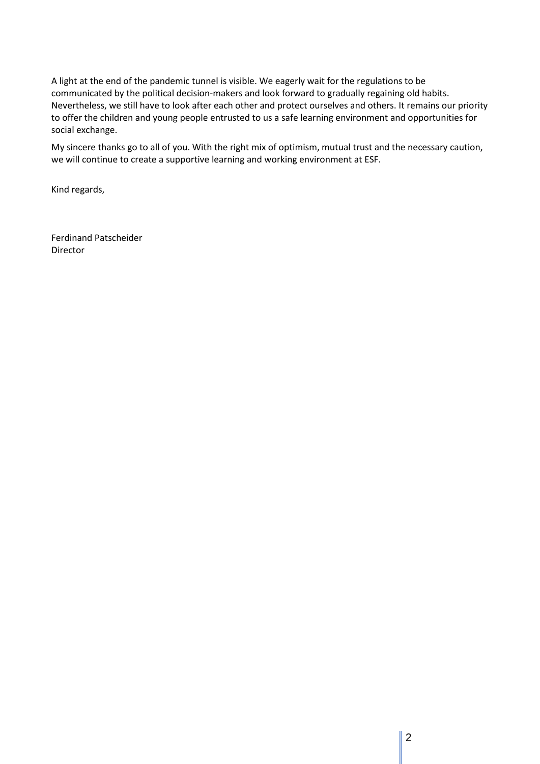A light at the end of the pandemic tunnel is visible. We eagerly wait for the regulations to be communicated by the political decision-makers and look forward to gradually regaining old habits. Nevertheless, we still have to look after each other and protect ourselves and others. It remains our priority to offer the children and young people entrusted to us a safe learning environment and opportunities for social exchange.

My sincere thanks go to all of you. With the right mix of optimism, mutual trust and the necessary caution, we will continue to create a supportive learning and working environment at ESF.

Kind regards,

Ferdinand Patscheider
Director